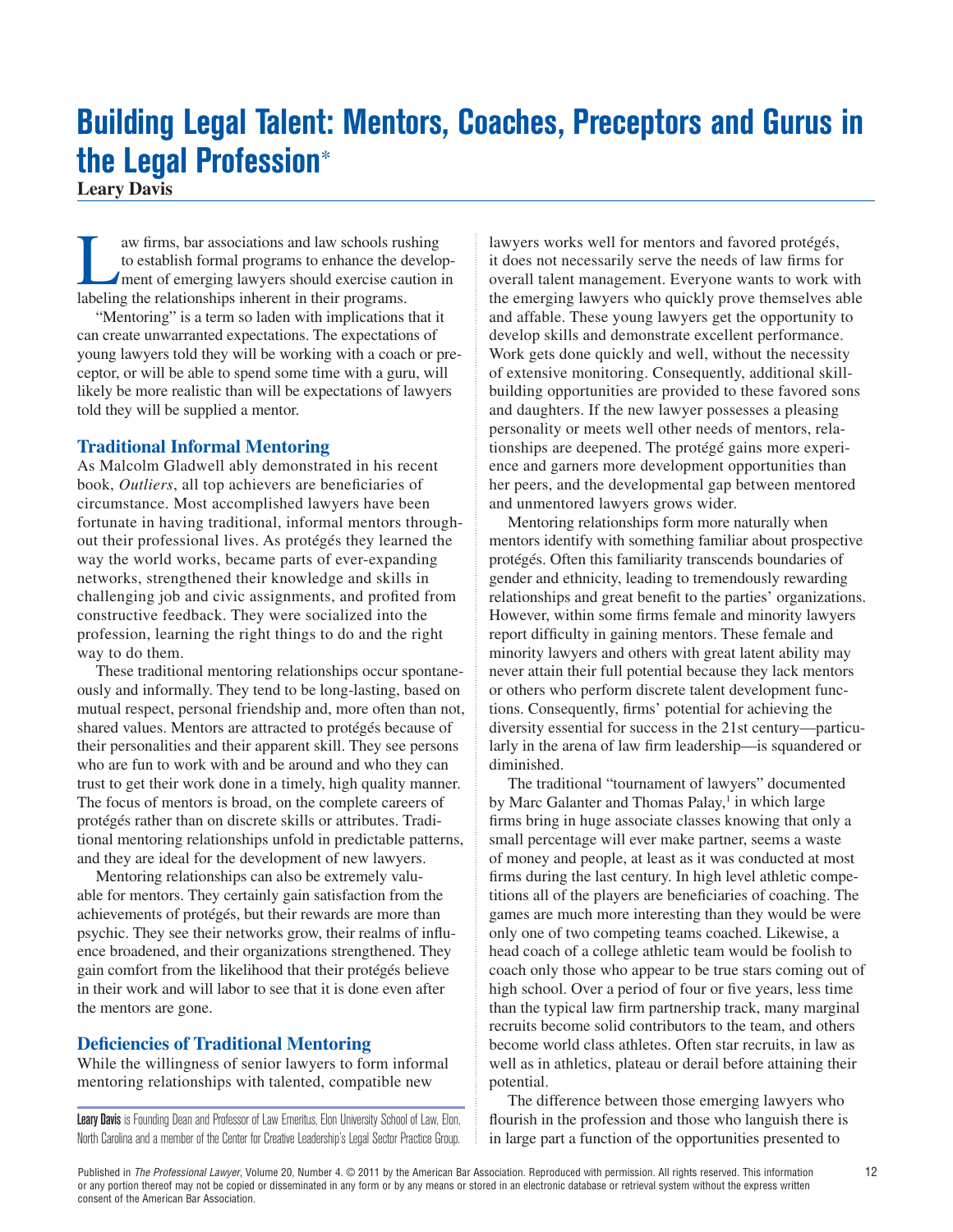# Building Legal Talent: Mentors, Coaches, Preceptors and Gurus in the Legal Profession*

**Leary Davis**

Law firms, bar associations and law schools rushing to establish formal programs to enhance the development of emerging lawyers should exercise caution in labeling the relationships inherent in their programs.

"Mentoring" is a term so laden with implications that it can create unwarranted expectations. The expectations of young lawyers told they will be working with a coach or preceptor, or will be able to spend some time with a guru, will likely be more realistic than will be expectations of lawyers told they will be supplied a mentor.

## Traditional Informal Mentoring

As Malcolm Gladwell ably demonstrated in his recent book, *Outliers*, all top achievers are beneficiaries of circumstance. Most accomplished lawyers have been fortunate in having traditional, informal mentors throughout their professional lives. As protégés they learned the way the world works, became parts of ever-expanding networks, strengthened their knowledge and skills in challenging job and civic assignments, and profited from constructive feedback. They were socialized into the profession, learning the right things to do and the right way to do them.

These traditional mentoring relationships occur spontaneously and informally. They tend to be long-lasting, based on mutual respect, personal friendship and, more often than not, shared values. Mentors are attracted to protégés because of their personalities and their apparent skill. They see persons who are fun to work with and be around and who they can trust to get their work done in a timely, high quality manner. The focus of mentors is broad, on the complete careers of protégés rather than on discrete skills or attributes. Traditional mentoring relationships unfold in predictable patterns, and they are ideal for the development of new lawyers.

Mentoring relationships can also be extremely valuable for mentors. They certainly gain satisfaction from the achievements of protégés, but their rewards are more than psychic. They see their networks grow, their realms of influence broadened, and their organizations strengthened. They gain comfort from the likelihood that their protégés believe in their work and will labor to see that it is done even after the mentors are gone.

## Deficiencies of Traditional Mentoring

While the willingness of senior lawyers to form informal mentoring relationships with talented, compatible new lawyers works well for mentors and favored protégés, it does not necessarily serve the needs of law firms for overall talent management. Everyone wants to work with the emerging lawyers who quickly prove themselves able and affable. These young lawyers get the opportunity to develop skills and demonstrate excellent performance. Work gets done quickly and well, without the necessity of extensive monitoring. Consequently, additional skill-building opportunities are provided to these favored sons and daughters. If the new lawyer possesses a pleasing personality or meets well other needs of mentors, relationships are deepened. The protégé gains more experience and garners more development opportunities than her peers, and the developmental gap between mentored and unmentored lawyers grows wider.

Mentoring relationships form more naturally when mentors identify with something familiar about prospective protégés. Often this familiarity transcends boundaries of gender and ethnicity, leading to tremendously rewarding relationships and great benefit to the parties' organizations. However, within some firms female and minority lawyers report difficulty in gaining mentors. These female and minority lawyers and others with great latent ability may never attain their full potential because they lack mentors or others who perform discrete talent development functions. Consequently, firms' potential for achieving the diversity essential for success in the 21st century—particularly in the arena of law firm leadership—is squandered or diminished.

The traditional "tournament of lawyers" documented by Marc Galanter and Thomas Palay,[1] in which large firms bring in huge associate classes knowing that only a small percentage will ever make partner, seems a waste of money and people, at least as it was conducted at most firms during the last century. In high level athletic competitions all of the players are beneficiaries of coaching. The games are much more interesting than they would be were only one of two competing teams coached. Likewise, a head coach of a college athletic team would be foolish to coach only those who appear to be true stars coming out of high school. Over a period of four or five years, less time than the typical law firm partnership track, many marginal recruits become solid contributors to the team, and others become world class athletes. Often star recruits, in law as well as in athletics, plateau or derail before attaining their potential.

The difference between those emerging lawyers who flourish in the profession and those who languish there is in large part a function of the opportunities presented to

**Leary Davis** is Founding Dean and Professor of Law Emeritus, Elon University School of Law, Elon, North Carolina and a member of the Center for Creative Leadership's Legal Sector Practice Group.

Published in *The Professional Lawyer*, Volume 20, Number 4. © 2011 by the American Bar Association. Reproduced with permission. All rights reserved. This information or any portion thereof may not be copied or disseminated in any form or by any means or stored in an electronic database or retrieval system without the express written consent of the American Bar Association.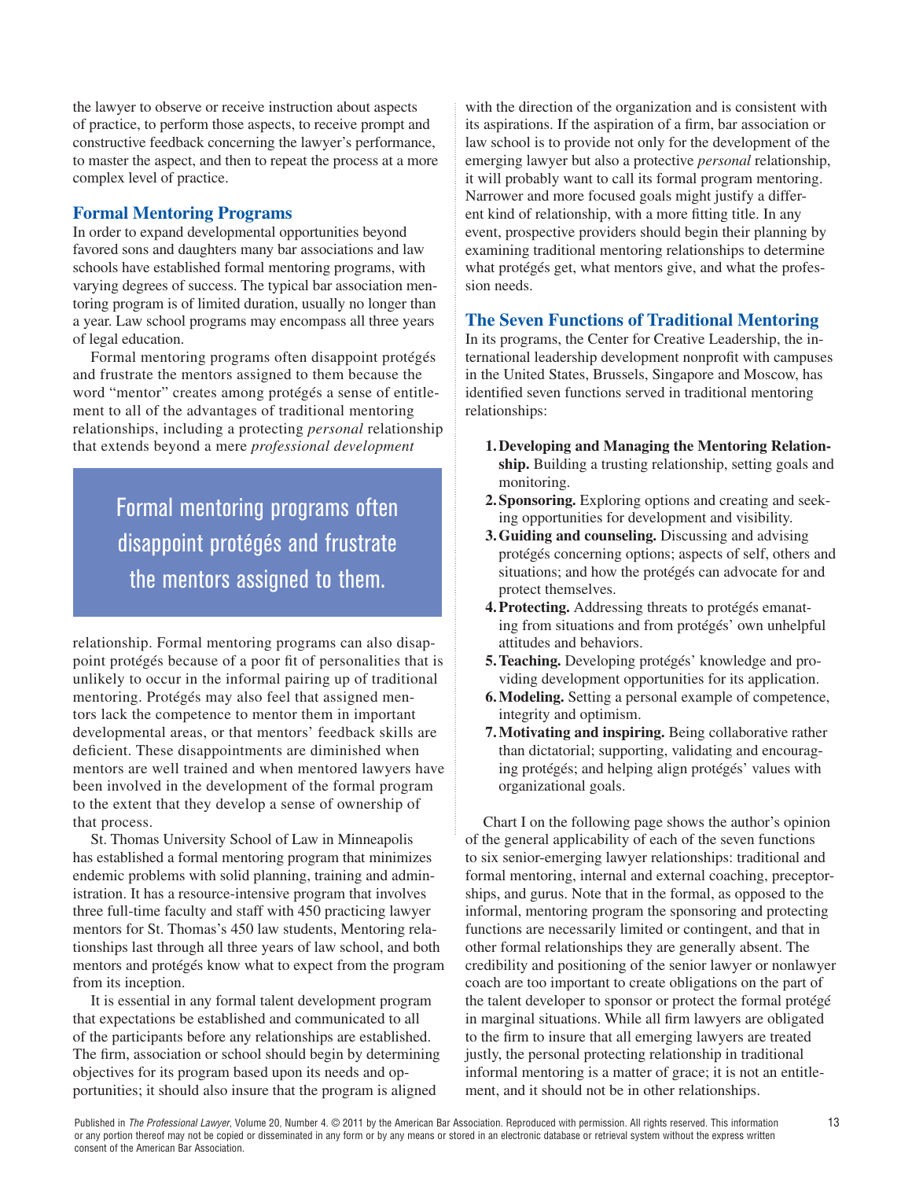the lawyer to observe or receive instruction about aspects of practice, to perform those aspects, to receive prompt and constructive feedback concerning the lawyer's performance, to master the aspect, and then to repeat the process at a more complex level of practice.

## Formal Mentoring Programs

In order to expand developmental opportunities beyond favored sons and daughters many bar associations and law schools have established formal mentoring programs, with varying degrees of success. The typical bar association mentoring program is of limited duration, usually no longer than a year. Law school programs may encompass all three years of legal education.

Formal mentoring programs often disappoint protégés and frustrate the mentors assigned to them because the word "mentor" creates among protégés a sense of entitlement to all of the advantages of traditional mentoring relationships, including a protecting *personal* relationship that extends beyond a mere *professional development* relationship. Formal mentoring programs can also disappoint protégés because of a poor fit of personalities that is unlikely to occur in the informal pairing up of traditional mentoring. Protégés may also feel that assigned mentors lack the competence to mentor them in important developmental areas, or that mentors' feedback skills are deficient. These disappointments are diminished when mentors are well trained and when mentored lawyers have been involved in the development of the formal program to the extent that they develop a sense of ownership of that process.

> Formal mentoring programs often disappoint protégés and frustrate the mentors assigned to them.

St. Thomas University School of Law in Minneapolis has established a formal mentoring program that minimizes endemic problems with solid planning, training and administration. It has a resource-intensive program that involves three full-time faculty and staff with 450 practicing lawyer mentors for St. Thomas's 450 law students, Mentoring relationships last through all three years of law school, and both mentors and protégés know what to expect from the program from its inception.

It is essential in any formal talent development program that expectations be established and communicated to all of the participants before any relationships are established. The firm, association or school should begin by determining objectives for its program based upon its needs and opportunities; it should also insure that the program is aligned with the direction of the organization and is consistent with its aspirations. If the aspiration of a firm, bar association or law school is to provide not only for the development of the emerging lawyer but also a protective *personal* relationship, it will probably want to call its formal program mentoring. Narrower and more focused goals might justify a different kind of relationship, with a more fitting title. In any event, prospective providers should begin their planning by examining traditional mentoring relationships to determine what protégés get, what mentors give, and what the profession needs.

## The Seven Functions of Traditional Mentoring

In its programs, the Center for Creative Leadership, the international leadership development nonprofit with campuses in the United States, Brussels, Singapore and Moscow, has identified seven functions served in traditional mentoring relationships:

1. **Developing and Managing the Mentoring Relationship.** Building a trusting relationship, setting goals and monitoring.
2. **Sponsoring.** Exploring options and creating and seeking opportunities for development and visibility.
3. **Guiding and counseling.** Discussing and advising protégés concerning options; aspects of self, others and situations; and how the protégés can advocate for and protect themselves.
4. **Protecting.** Addressing threats to protégés emanating from situations and from protégés' own unhelpful attitudes and behaviors.
5. **Teaching.** Developing protégés' knowledge and providing development opportunities for its application.
6. **Modeling.** Setting a personal example of competence, integrity and optimism.
7. **Motivating and inspiring.** Being collaborative rather than dictatorial; supporting, validating and encouraging protégés; and helping align protégés' values with organizational goals.

Chart I on the following page shows the author's opinion of the general applicability of each of the seven functions to six senior-emerging lawyer relationships: traditional and formal mentoring, internal and external coaching, preceptorships, and gurus. Note that in the formal, as opposed to the informal, mentoring program the sponsoring and protecting functions are necessarily limited or contingent, and that in other formal relationships they are generally absent. The credibility and positioning of the senior lawyer or nonlawyer coach are too important to create obligations on the part of the talent developer to sponsor or protect the formal protégé in marginal situations. While all firm lawyers are obligated to the firm to insure that all emerging lawyers are treated justly, the personal protecting relationship in traditional informal mentoring is a matter of grace; it is not an entitlement, and it should not be in other relationships.

Published in *The Professional Lawyer*, Volume 20, Number 4. © 2011 by the American Bar Association. Reproduced with permission. All rights reserved. This information or any portion thereof may not be copied or disseminated in any form or by any means or stored in an electronic database or retrieval system without the express written consent of the American Bar Association.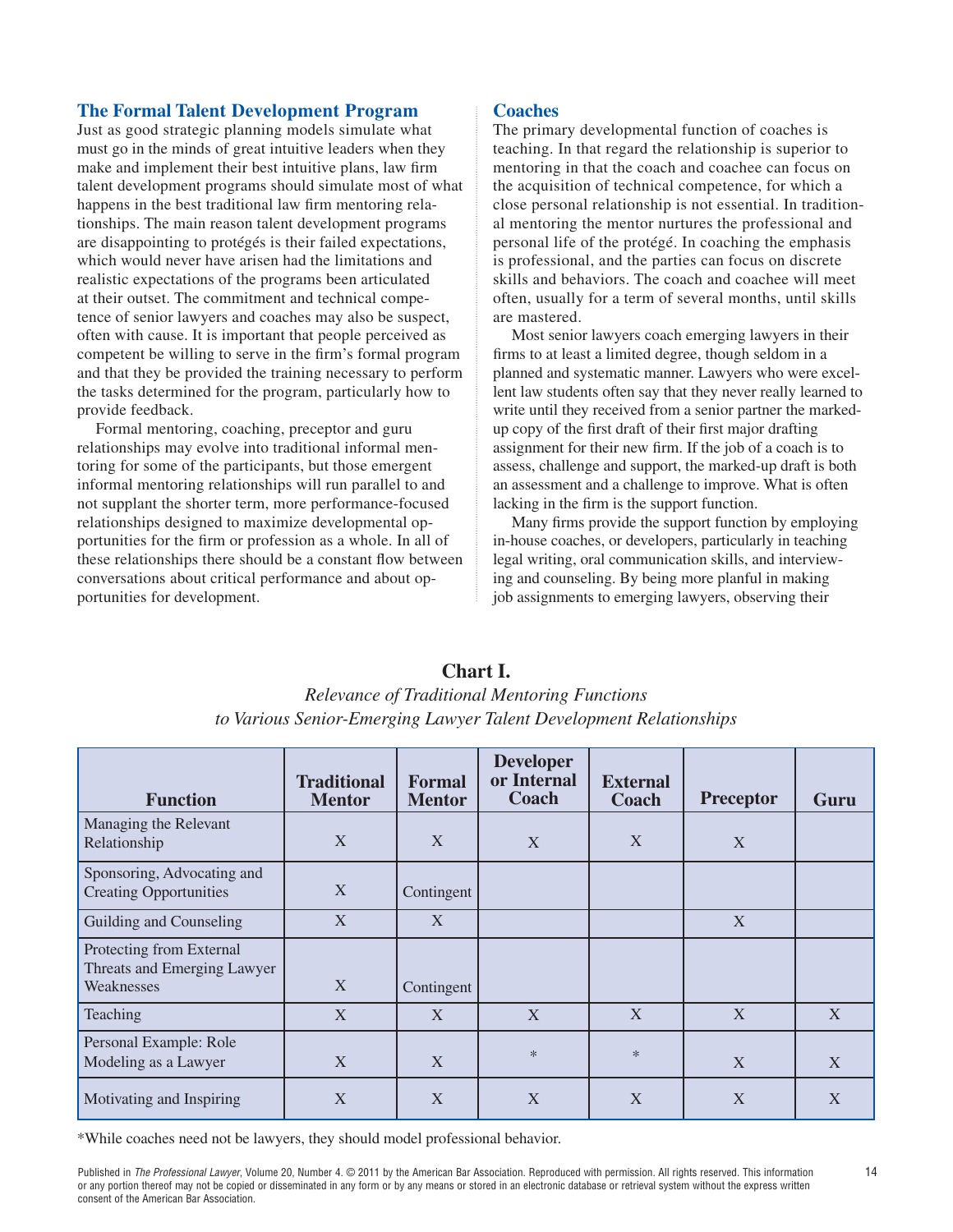## The Formal Talent Development Program

Just as good strategic planning models simulate what must go in the minds of great intuitive leaders when they make and implement their best intuitive plans, law firm talent development programs should simulate most of what happens in the best traditional law firm mentoring relationships. The main reason talent development programs are disappointing to protégés is their failed expectations, which would never have arisen had the limitations and realistic expectations of the programs been articulated at their outset. The commitment and technical competence of senior lawyers and coaches may also be suspect, often with cause. It is important that people perceived as competent be willing to serve in the firm's formal program and that they be provided the training necessary to perform the tasks determined for the program, particularly how to provide feedback.

Formal mentoring, coaching, preceptor and guru relationships may evolve into traditional informal mentoring for some of the participants, but those emergent informal mentoring relationships will run parallel to and not supplant the shorter term, more performance-focused relationships designed to maximize developmental opportunities for the firm or profession as a whole. In all of these relationships there should be a constant flow between conversations about critical performance and about opportunities for development.

## Coaches

The primary developmental function of coaches is teaching. In that regard the relationship is superior to mentoring in that the coach and coachee can focus on the acquisition of technical competence, for which a close personal relationship is not essential. In traditional mentoring the mentor nurtures the professional and personal life of the protégé. In coaching the emphasis is professional, and the parties can focus on discrete skills and behaviors. The coach and coachee will meet often, usually for a term of several months, until skills are mastered.

Most senior lawyers coach emerging lawyers in their firms to at least a limited degree, though seldom in a planned and systematic manner. Lawyers who were excellent law students often say that they never really learned to write until they received from a senior partner the marked-up copy of the first draft of their first major drafting assignment for their new firm. If the job of a coach is to assess, challenge and support, the marked-up draft is both an assessment and a challenge to improve. What is often lacking in the firm is the support function.

Many firms provide the support function by employing in-house coaches, or developers, particularly in teaching legal writing, oral communication skills, and interviewing and counseling. By being more planful in making job assignments to emerging lawyers, observing their

**Chart I.**

*Relevance of Traditional Mentoring Functions to Various Senior-Emerging Lawyer Talent Development Relationships*

| Function | Traditional Mentor | Formal Mentor | Developer or Internal Coach | External Coach | Preceptor | Guru |
|---|---|---|---|---|---|---|
| Managing the Relevant Relationship | X | X | X | X | X | |
| Sponsoring, Advocating and Creating Opportunities | X | Contingent | | | | |
| Guilding and Counseling | X | X | | | X | |
| Protecting from External Threats and Emerging Lawyer Weaknesses | X | Contingent | | | | |
| Teaching | X | X | X | X | X | X |
| Personal Example: Role Modeling as a Lawyer | X | X | * | * | X | X |
| Motivating and Inspiring | X | X | X | X | X | X |

*While coaches need not be lawyers, they should model professional behavior.

Published in *The Professional Lawyer*, Volume 20, Number 4. © 2011 by the American Bar Association. Reproduced with permission. All rights reserved. This information or any portion thereof may not be copied or disseminated in any form or by any means or stored in an electronic database or retrieval system without the express written consent of the American Bar Association.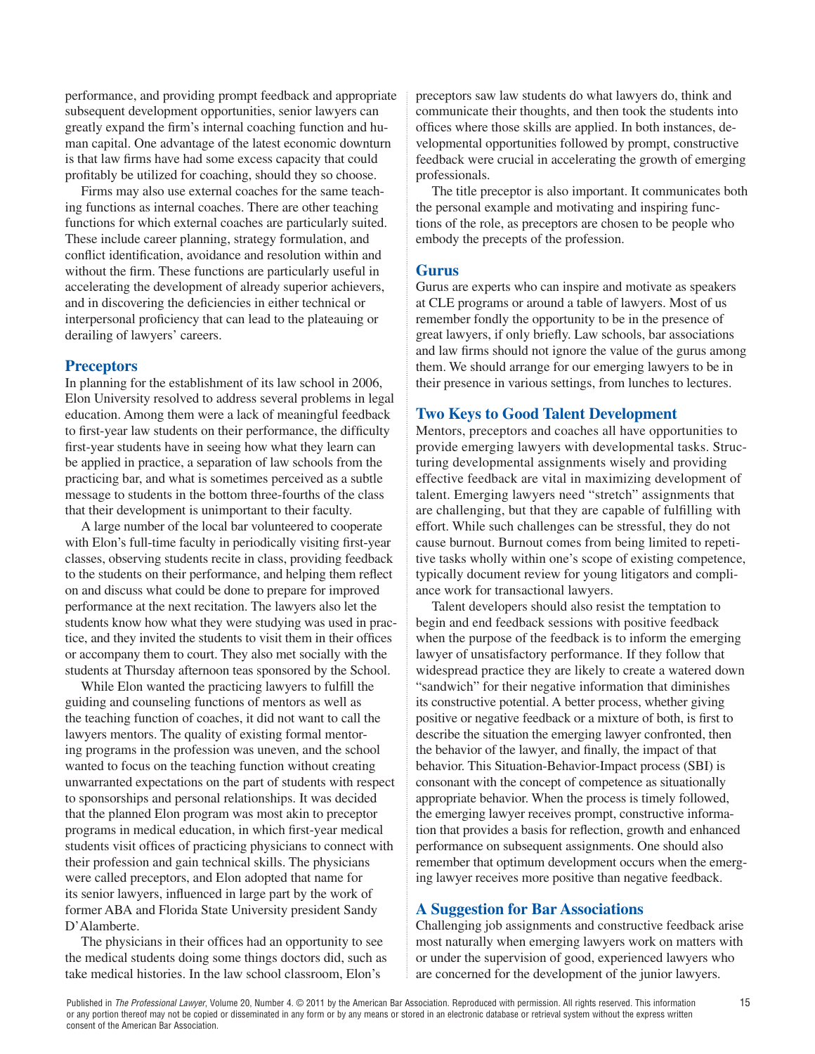performance, and providing prompt feedback and appropriate subsequent development opportunities, senior lawyers can greatly expand the firm's internal coaching function and human capital. One advantage of the latest economic downturn is that law firms have had some excess capacity that could profitably be utilized for coaching, should they so choose.

Firms may also use external coaches for the same teaching functions as internal coaches. There are other teaching functions for which external coaches are particularly suited. These include career planning, strategy formulation, and conflict identification, avoidance and resolution within and without the firm. These functions are particularly useful in accelerating the development of already superior achievers, and in discovering the deficiencies in either technical or interpersonal proficiency that can lead to the plateauing or derailing of lawyers' careers.

## Preceptors

In planning for the establishment of its law school in 2006, Elon University resolved to address several problems in legal education. Among them were a lack of meaningful feedback to first-year law students on their performance, the difficulty first-year students have in seeing how what they learn can be applied in practice, a separation of law schools from the practicing bar, and what is sometimes perceived as a subtle message to students in the bottom three-fourths of the class that their development is unimportant to their faculty.

A large number of the local bar volunteered to cooperate with Elon's full-time faculty in periodically visiting first-year classes, observing students recite in class, providing feedback to the students on their performance, and helping them reflect on and discuss what could be done to prepare for improved performance at the next recitation. The lawyers also let the students know how what they were studying was used in practice, and they invited the students to visit them in their offices or accompany them to court. They also met socially with the students at Thursday afternoon teas sponsored by the School.

While Elon wanted the practicing lawyers to fulfill the guiding and counseling functions of mentors as well as the teaching function of coaches, it did not want to call the lawyers mentors. The quality of existing formal mentoring programs in the profession was uneven, and the school wanted to focus on the teaching function without creating unwarranted expectations on the part of students with respect to sponsorships and personal relationships. It was decided that the planned Elon program was most akin to preceptor programs in medical education, in which first-year medical students visit offices of practicing physicians to connect with their profession and gain technical skills. The physicians were called preceptors, and Elon adopted that name for its senior lawyers, influenced in large part by the work of former ABA and Florida State University president Sandy D'Alamberte.

The physicians in their offices had an opportunity to see the medical students doing some things doctors did, such as take medical histories. In the law school classroom, Elon's preceptors saw law students do what lawyers do, think and communicate their thoughts, and then took the students into offices where those skills are applied. In both instances, developmental opportunities followed by prompt, constructive feedback were crucial in accelerating the growth of emerging professionals.

The title preceptor is also important. It communicates both the personal example and motivating and inspiring functions of the role, as preceptors are chosen to be people who embody the precepts of the profession.

## Gurus

Gurus are experts who can inspire and motivate as speakers at CLE programs or around a table of lawyers. Most of us remember fondly the opportunity to be in the presence of great lawyers, if only briefly. Law schools, bar associations and law firms should not ignore the value of the gurus among them. We should arrange for our emerging lawyers to be in their presence in various settings, from lunches to lectures.

## Two Keys to Good Talent Development

Mentors, preceptors and coaches all have opportunities to provide emerging lawyers with developmental tasks. Structuring developmental assignments wisely and providing effective feedback are vital in maximizing development of talent. Emerging lawyers need "stretch" assignments that are challenging, but that they are capable of fulfilling with effort. While such challenges can be stressful, they do not cause burnout. Burnout comes from being limited to repetitive tasks wholly within one's scope of existing competence, typically document review for young litigators and compliance work for transactional lawyers.

Talent developers should also resist the temptation to begin and end feedback sessions with positive feedback when the purpose of the feedback is to inform the emerging lawyer of unsatisfactory performance. If they follow that widespread practice they are likely to create a watered down "sandwich" for their negative information that diminishes its constructive potential. A better process, whether giving positive or negative feedback or a mixture of both, is first to describe the situation the emerging lawyer confronted, then the behavior of the lawyer, and finally, the impact of that behavior. This Situation-Behavior-Impact process (SBI) is consonant with the concept of competence as situationally appropriate behavior. When the process is timely followed, the emerging lawyer receives prompt, constructive information that provides a basis for reflection, growth and enhanced performance on subsequent assignments. One should also remember that optimum development occurs when the emerging lawyer receives more positive than negative feedback.

## A Suggestion for Bar Associations

Challenging job assignments and constructive feedback arise most naturally when emerging lawyers work on matters with or under the supervision of good, experienced lawyers who are concerned for the development of the junior lawyers.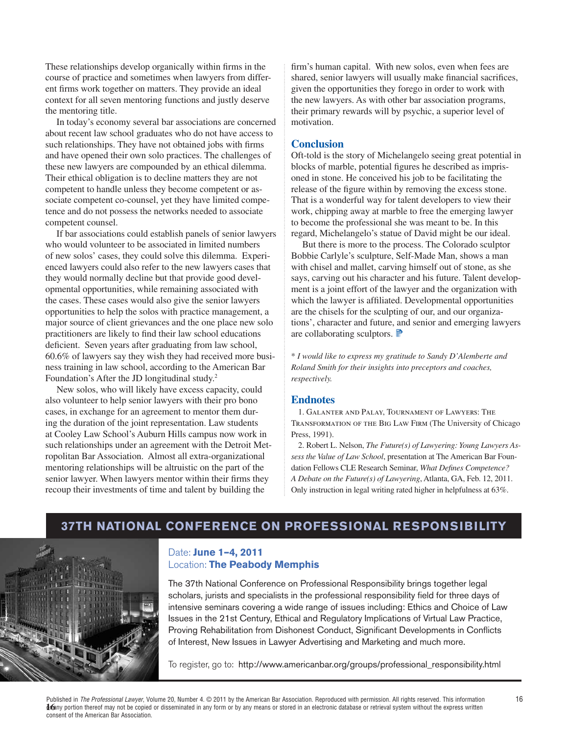These relationships develop organically within firms in the course of practice and sometimes when lawyers from different firms work together on matters. They provide an ideal context for all seven mentoring functions and justly deserve the mentoring title.

In today's economy several bar associations are concerned about recent law school graduates who do not have access to such relationships. They have not obtained jobs with firms and have opened their own solo practices. The challenges of these new lawyers are compounded by an ethical dilemma. Their ethical obligation is to decline matters they are not competent to handle unless they become competent or associate competent co-counsel, yet they have limited competence and do not possess the networks needed to associate competent counsel.

If bar associations could establish panels of senior lawyers who would volunteer to be associated in limited numbers of new solos' cases, they could solve this dilemma. Experienced lawyers could also refer to the new lawyers cases that they would normally decline but that provide good developmental opportunities, while remaining associated with the cases. These cases would also give the senior lawyers opportunities to help the solos with practice management, a major source of client grievances and the one place new solo practitioners are likely to find their law school educations deficient. Seven years after graduating from law school, 60.6% of lawyers say they wish they had received more business training in law school, according to the American Bar Foundation's After the JD longitudinal study.[2]

New solos, who will likely have excess capacity, could also volunteer to help senior lawyers with their pro bono cases, in exchange for an agreement to mentor them during the duration of the joint representation. Law students at Cooley Law School's Auburn Hills campus now work in such relationships under an agreement with the Detroit Metropolitan Bar Association. Almost all extra-organizational mentoring relationships will be altruistic on the part of the senior lawyer. When lawyers mentor within their firms they recoup their investments of time and talent by building the firm's human capital. With new solos, even when fees are shared, senior lawyers will usually make financial sacrifices, given the opportunities they forego in order to work with the new lawyers. As with other bar association programs, their primary rewards will by psychic, a superior level of motivation.

## Conclusion

Oft-told is the story of Michelangelo seeing great potential in blocks of marble, potential figures he described as imprisoned in stone. He conceived his job to be facilitating the release of the figure within by removing the excess stone. That is a wonderful way for talent developers to view their work, chipping away at marble to free the emerging lawyer to become the professional she was meant to be. In this regard, Michelangelo's statue of David might be our ideal.

But there is more to the process. The Colorado sculptor Bobbie Carlyle's sculpture, Self-Made Man, shows a man with chisel and mallet, carving himself out of stone, as she says, carving out his character and his future. Talent development is a joint effort of the lawyer and the organization with which the lawyer is affiliated. Developmental opportunities are the chisels for the sculpting of our, and our organizations', character and future, and senior and emerging lawyers are collaborating sculptors.

\* *I would like to express my gratitude to Sandy D'Alemberte and Roland Smith for their insights into preceptors and coaches, respectively.*

## Endnotes

1. Galanter and Palay, Tournament of Lawyers: The Transformation of the Big Law Firm (The University of Chicago Press, 1991).

2. Robert L. Nelson, *The Future(s) of Lawyering: Young Lawyers Assess the Value of Law School*, presentation at The American Bar Foundation Fellows CLE Research Seminar, *What Defines Competence? A Debate on the Future(s) of Lawyering*, Atlanta, GA, Feb. 12, 2011. Only instruction in legal writing rated higher in helpfulness at 63%.

## 37TH NATIONAL CONFERENCE ON PROFESSIONAL RESPONSIBILITY

Date: **June 1–4, 2011**
Location: **The Peabody Memphis**

The 37th National Conference on Professional Responsibility brings together legal scholars, jurists and specialists in the professional responsibility field for three days of intensive seminars covering a wide range of issues including: Ethics and Choice of Law Issues in the 21st Century, Ethical and Regulatory Implications of Virtual Law Practice, Proving Rehabilitation from Dishonest Conduct, Significant Developments in Conflicts of Interest, New Issues in Lawyer Advertising and Marketing and much more.

To register, go to: http://www.americanbar.org/groups/professional_responsibility.html

Published in *The Professional Lawyer*, Volume 20, Number 4. © 2011 by the American Bar Association. Reproduced with permission. All rights reserved. This information or any portion thereof may not be copied or disseminated in any form or by any means or stored in an electronic database or retrieval system without the express written consent of the American Bar Association.